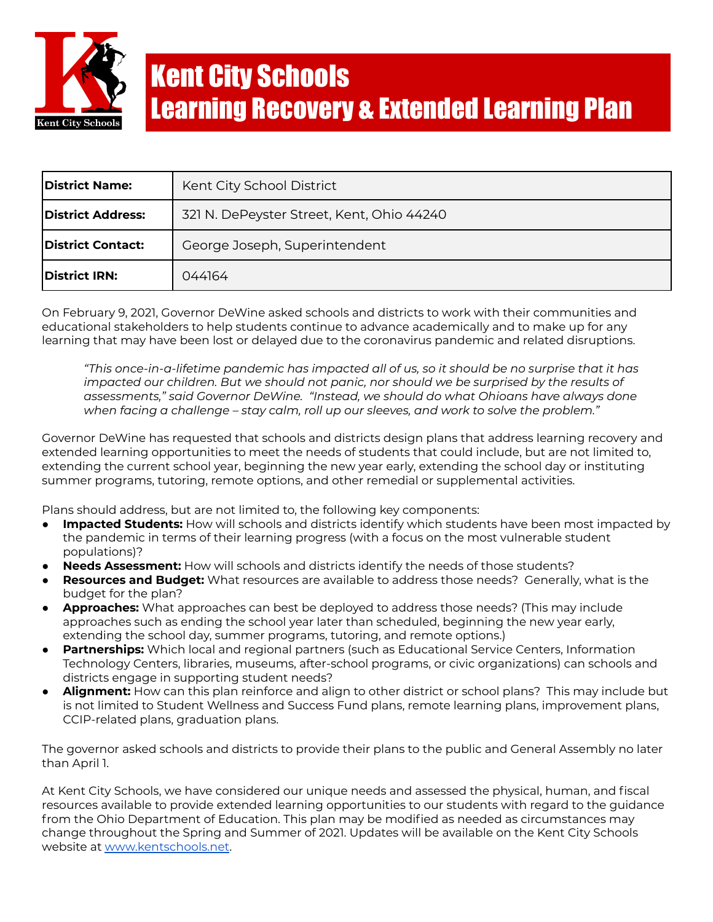# Kent City Schools
# Learning Recovery & Extended Learning Plan

| | |
|---|---|
| **District Name:** | Kent City School District |
| **District Address:** | 321 N. DePeyster Street, Kent, Ohio 44240 |
| **District Contact:** | George Joseph, Superintendent |
| **District IRN:** | 044164 |

On February 9, 2021, Governor DeWine asked schools and districts to work with their communities and educational stakeholders to help students continue to advance academically and to make up for any learning that may have been lost or delayed due to the coronavirus pandemic and related disruptions.

> *"This once-in-a-lifetime pandemic has impacted all of us, so it should be no surprise that it has impacted our children. But we should not panic, nor should we be surprised by the results of assessments," said Governor DeWine. "Instead, we should do what Ohioans have always done when facing a challenge – stay calm, roll up our sleeves, and work to solve the problem."*

Governor DeWine has requested that schools and districts design plans that address learning recovery and extended learning opportunities to meet the needs of students that could include, but are not limited to, extending the current school year, beginning the new year early, extending the school day or instituting summer programs, tutoring, remote options, and other remedial or supplemental activities.

Plans should address, but are not limited to, the following key components:

- **Impacted Students:** How will schools and districts identify which students have been most impacted by the pandemic in terms of their learning progress (with a focus on the most vulnerable student populations)?
- **Needs Assessment:** How will schools and districts identify the needs of those students?
- **Resources and Budget:** What resources are available to address those needs? Generally, what is the budget for the plan?
- **Approaches:** What approaches can best be deployed to address those needs? (This may include approaches such as ending the school year later than scheduled, beginning the new year early, extending the school day, summer programs, tutoring, and remote options.)
- **Partnerships:** Which local and regional partners (such as Educational Service Centers, Information Technology Centers, libraries, museums, after-school programs, or civic organizations) can schools and districts engage in supporting student needs?
- **Alignment:** How can this plan reinforce and align to other district or school plans? This may include but is not limited to Student Wellness and Success Fund plans, remote learning plans, improvement plans, CCIP-related plans, graduation plans.

The governor asked schools and districts to provide their plans to the public and General Assembly no later than April 1.

At Kent City Schools, we have considered our unique needs and assessed the physical, human, and fiscal resources available to provide extended learning opportunities to our students with regard to the guidance from the Ohio Department of Education. This plan may be modified as needed as circumstances may change throughout the Spring and Summer of 2021. Updates will be available on the Kent City Schools website at [www.kentschools.net](http://www.kentschools.net).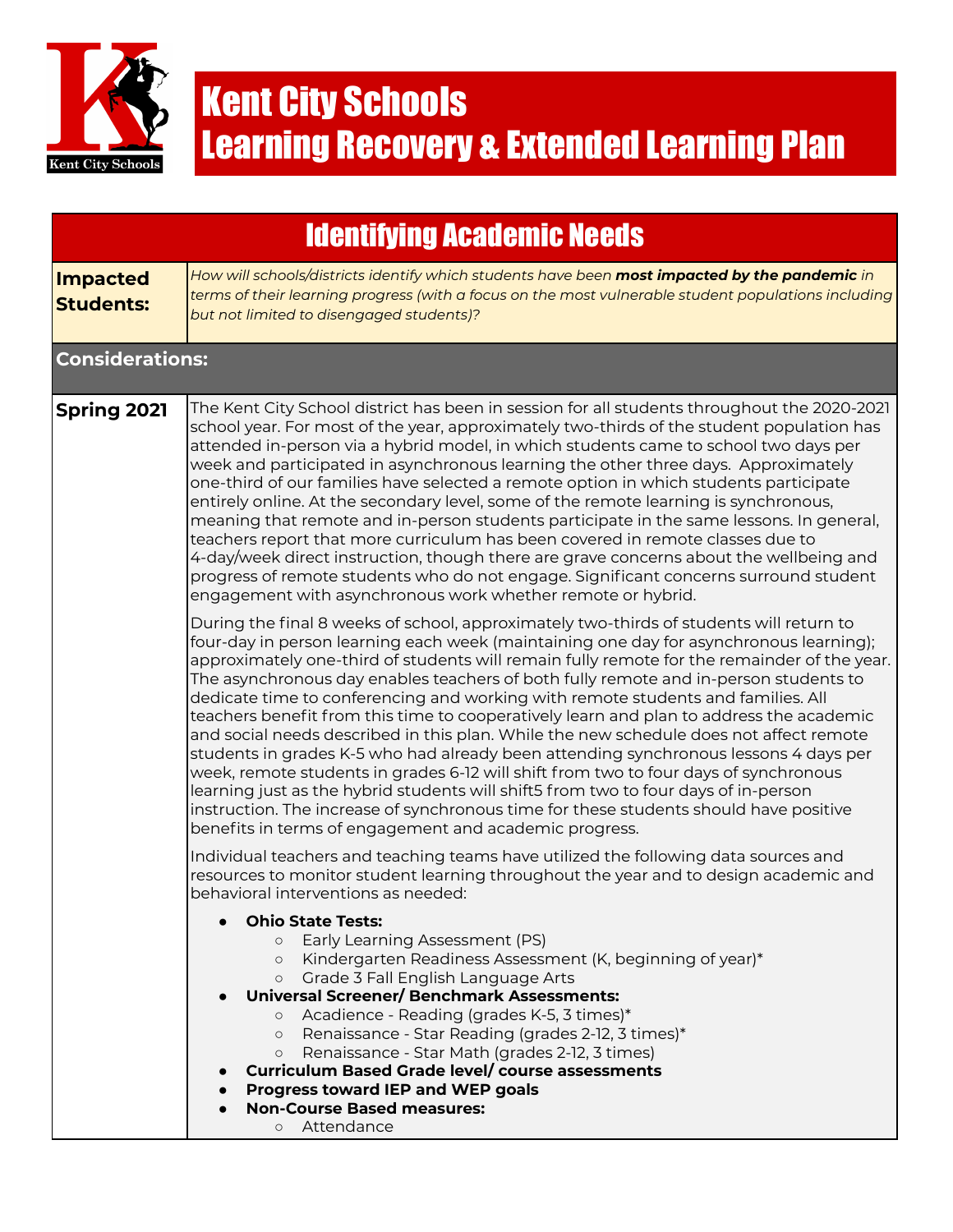# Kent City Schools
# Learning Recovery & Extended Learning Plan

## Identifying Academic Needs

**Impacted Students:** *How will schools/districts identify which students have been **most impacted by the pandemic** in terms of their learning progress (with a focus on the most vulnerable student populations including but not limited to disengaged students)?*

### Considerations:

**Spring 2021**

The Kent City School district has been in session for all students throughout the 2020-2021 school year. For most of the year, approximately two-thirds of the student population has attended in-person via a hybrid model, in which students came to school two days per week and participated in asynchronous learning the other three days. Approximately one-third of our families have selected a remote option in which students participate entirely online. At the secondary level, some of the remote learning is synchronous, meaning that remote and in-person students participate in the same lessons. In general, teachers report that more curriculum has been covered in remote classes due to 4-day/week direct instruction, though there are grave concerns about the wellbeing and progress of remote students who do not engage. Significant concerns surround student engagement with asynchronous work whether remote or hybrid.

During the final 8 weeks of school, approximately two-thirds of students will return to four-day in person learning each week (maintaining one day for asynchronous learning); approximately one-third of students will remain fully remote for the remainder of the year. The asynchronous day enables teachers of both fully remote and in-person students to dedicate time to conferencing and working with remote students and families. All teachers benefit from this time to cooperatively learn and plan to address the academic and social needs described in this plan. While the new schedule does not affect remote students in grades K-5 who had already been attending synchronous lessons 4 days per week, remote students in grades 6-12 will shift from two to four days of synchronous learning just as the hybrid students will shift5 from two to four days of in-person instruction. The increase of synchronous time for these students should have positive benefits in terms of engagement and academic progress.

Individual teachers and teaching teams have utilized the following data sources and resources to monitor student learning throughout the year and to design academic and behavioral interventions as needed:

- **Ohio State Tests:**
  - Early Learning Assessment (PS)
  - Kindergarten Readiness Assessment (K, beginning of year)*
  - Grade 3 Fall English Language Arts
- **Universal Screener/ Benchmark Assessments:**
  - Acadience - Reading (grades K-5, 3 times)*
  - Renaissance - Star Reading (grades 2-12, 3 times)*
  - Renaissance - Star Math (grades 2-12, 3 times)
- **Curriculum Based Grade level/ course assessments**
- **Progress toward IEP and WEP goals**
- **Non-Course Based measures:**
  - Attendance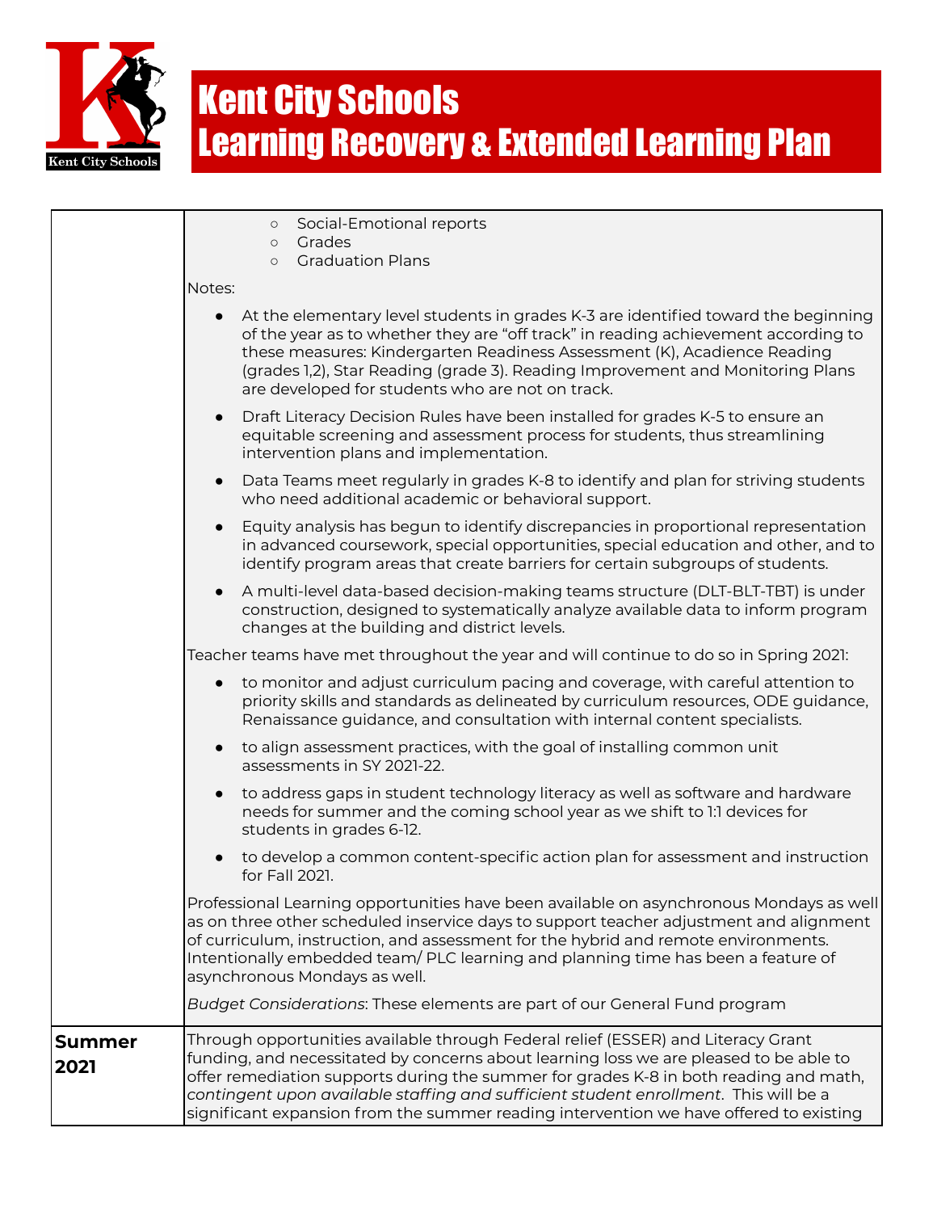| | |
|---|---|
| | ○ Social-Emotional reports<br>○ Grades<br>○ Graduation Plans<br><br>Notes:<br><br>● At the elementary level students in grades K-3 are identified toward the beginning of the year as to whether they are "off track" in reading achievement according to these measures: Kindergarten Readiness Assessment (K), Acadience Reading (grades 1,2), Star Reading (grade 3). Reading Improvement and Monitoring Plans are developed for students who are not on track.<br>● Draft Literacy Decision Rules have been installed for grades K-5 to ensure an equitable screening and assessment process for students, thus streamlining intervention plans and implementation.<br>● Data Teams meet regularly in grades K-8 to identify and plan for striving students who need additional academic or behavioral support.<br>● Equity analysis has begun to identify discrepancies in proportional representation in advanced coursework, special opportunities, special education and other, and to identify program areas that create barriers for certain subgroups of students.<br>● A multi-level data-based decision-making teams structure (DLT-BLT-TBT) is under construction, designed to systematically analyze available data to inform program changes at the building and district levels.<br><br>Teacher teams have met throughout the year and will continue to do so in Spring 2021:<br><br>● to monitor and adjust curriculum pacing and coverage, with careful attention to priority skills and standards as delineated by curriculum resources, ODE guidance, Renaissance guidance, and consultation with internal content specialists.<br>● to align assessment practices, with the goal of installing common unit assessments in SY 2021-22.<br>● to address gaps in student technology literacy as well as software and hardware needs for summer and the coming school year as we shift to 1:1 devices for students in grades 6-12.<br>● to develop a common content-specific action plan for assessment and instruction for Fall 2021.<br><br>Professional Learning opportunities have been available on asynchronous Mondays as well as on three other scheduled inservice days to support teacher adjustment and alignment of curriculum, instruction, and assessment for the hybrid and remote environments. Intentionally embedded team/ PLC learning and planning time has been a feature of asynchronous Mondays as well.<br><br>*Budget Considerations*: These elements are part of our General Fund program |
| **Summer 2021** | Through opportunities available through Federal relief (ESSER) and Literacy Grant funding, and necessitated by concerns about learning loss we are pleased to be able to offer remediation supports during the summer for grades K-8 in both reading and math, *contingent upon available staffing and sufficient student enrollment*. This will be a significant expansion from the summer reading intervention we have offered to existing |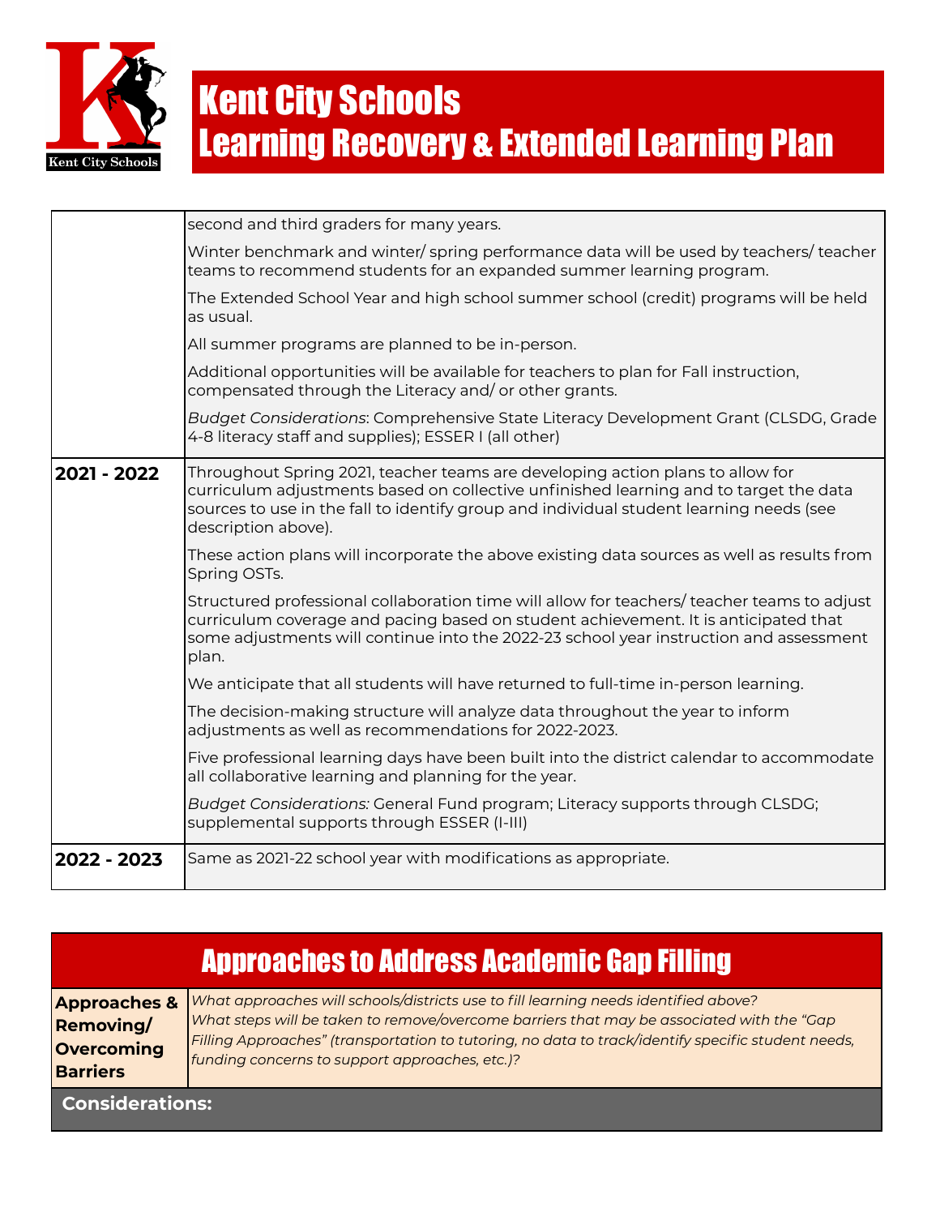| | |
|---|---|
| | second and third graders for many years.<br><br>Winter benchmark and winter/ spring performance data will be used by teachers/ teacher teams to recommend students for an expanded summer learning program.<br><br>The Extended School Year and high school summer school (credit) programs will be held as usual.<br><br>All summer programs are planned to be in-person.<br><br>Additional opportunities will be available for teachers to plan for Fall instruction, compensated through the Literacy and/ or other grants.<br><br>*Budget Considerations*: Comprehensive State Literacy Development Grant (CLSDG, Grade 4-8 literacy staff and supplies); ESSER I (all other) |
| **2021 - 2022** | Throughout Spring 2021, teacher teams are developing action plans to allow for curriculum adjustments based on collective unfinished learning and to target the data sources to use in the fall to identify group and individual student learning needs (see description above).<br><br>These action plans will incorporate the above existing data sources as well as results from Spring OSTs.<br><br>Structured professional collaboration time will allow for teachers/ teacher teams to adjust curriculum coverage and pacing based on student achievement. It is anticipated that some adjustments will continue into the 2022-23 school year instruction and assessment plan.<br><br>We anticipate that all students will have returned to full-time in-person learning.<br><br>The decision-making structure will analyze data throughout the year to inform adjustments as well as recommendations for 2022-2023.<br><br>Five professional learning days have been built into the district calendar to accommodate all collaborative learning and planning for the year.<br><br>*Budget Considerations:* General Fund program; Literacy supports through CLSDG; supplemental supports through ESSER (I-III) |
| **2022 - 2023** | Same as 2021-22 school year with modifications as appropriate. |

## Approaches to Address Academic Gap Filling

| | |
|---|---|
| **Approaches & Removing/ Overcoming Barriers** | *What approaches will schools/districts use to fill learning needs identified above?*<br>*What steps will be taken to remove/overcome barriers that may be associated with the "Gap Filling Approaches" (transportation to tutoring, no data to track/identify specific student needs, funding concerns to support approaches, etc.)?* |

**Considerations:**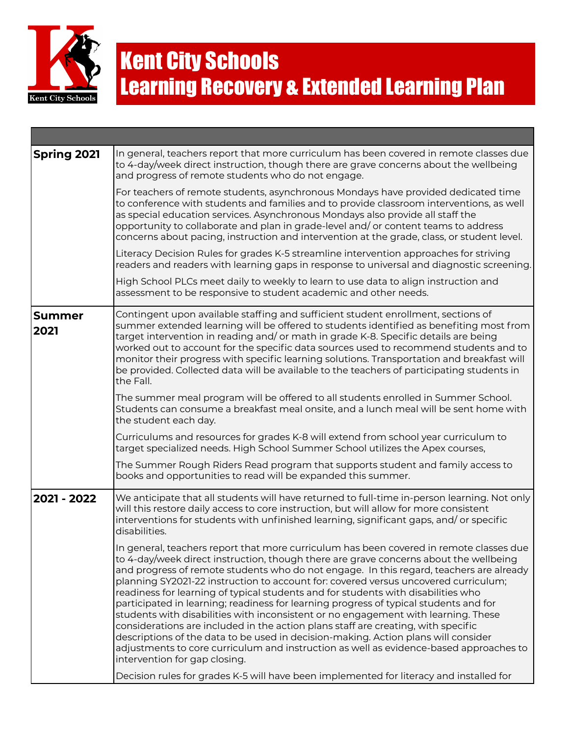# Kent City Schools
# Learning Recovery & Extended Learning Plan

| | |
|---|---|
| **Spring 2021** | In general, teachers report that more curriculum has been covered in remote classes due to 4-day/week direct instruction, though there are grave concerns about the wellbeing and progress of remote students who do not engage.<br><br>For teachers of remote students, asynchronous Mondays have provided dedicated time to conference with students and families and to provide classroom interventions, as well as special education services. Asynchronous Mondays also provide all staff the opportunity to collaborate and plan in grade-level and/ or content teams to address concerns about pacing, instruction and intervention at the grade, class, or student level.<br><br>Literacy Decision Rules for grades K-5 streamline intervention approaches for striving readers and readers with learning gaps in response to universal and diagnostic screening.<br><br>High School PLCs meet daily to weekly to learn to use data to align instruction and assessment to be responsive to student academic and other needs. |
| **Summer 2021** | Contingent upon available staffing and sufficient student enrollment, sections of summer extended learning will be offered to students identified as benefiting most from target intervention in reading and/ or math in grade K-8. Specific details are being worked out to account for the specific data sources used to recommend students and to monitor their progress with specific learning solutions. Transportation and breakfast will be provided. Collected data will be available to the teachers of participating students in the Fall.<br><br>The summer meal program will be offered to all students enrolled in Summer School. Students can consume a breakfast meal onsite, and a lunch meal will be sent home with the student each day.<br><br>Curriculums and resources for grades K-8 will extend from school year curriculum to target specialized needs. High School Summer School utilizes the Apex courses,<br><br>The Summer Rough Riders Read program that supports student and family access to books and opportunities to read will be expanded this summer. |
| **2021 - 2022** | We anticipate that all students will have returned to full-time in-person learning. Not only will this restore daily access to core instruction, but will allow for more consistent interventions for students with unfinished learning, significant gaps, and/ or specific disabilities.<br><br>In general, teachers report that more curriculum has been covered in remote classes due to 4-day/week direct instruction, though there are grave concerns about the wellbeing and progress of remote students who do not engage. In this regard, teachers are already planning SY2021-22 instruction to account for: covered versus uncovered curriculum; readiness for learning of typical students and for students with disabilities who participated in learning; readiness for learning progress of typical students and for students with disabilities with inconsistent or no engagement with learning. These considerations are included in the action plans staff are creating, with specific descriptions of the data to be used in decision-making. Action plans will consider adjustments to core curriculum and instruction as well as evidence-based approaches to intervention for gap closing.<br><br>Decision rules for grades K-5 will have been implemented for literacy and installed for |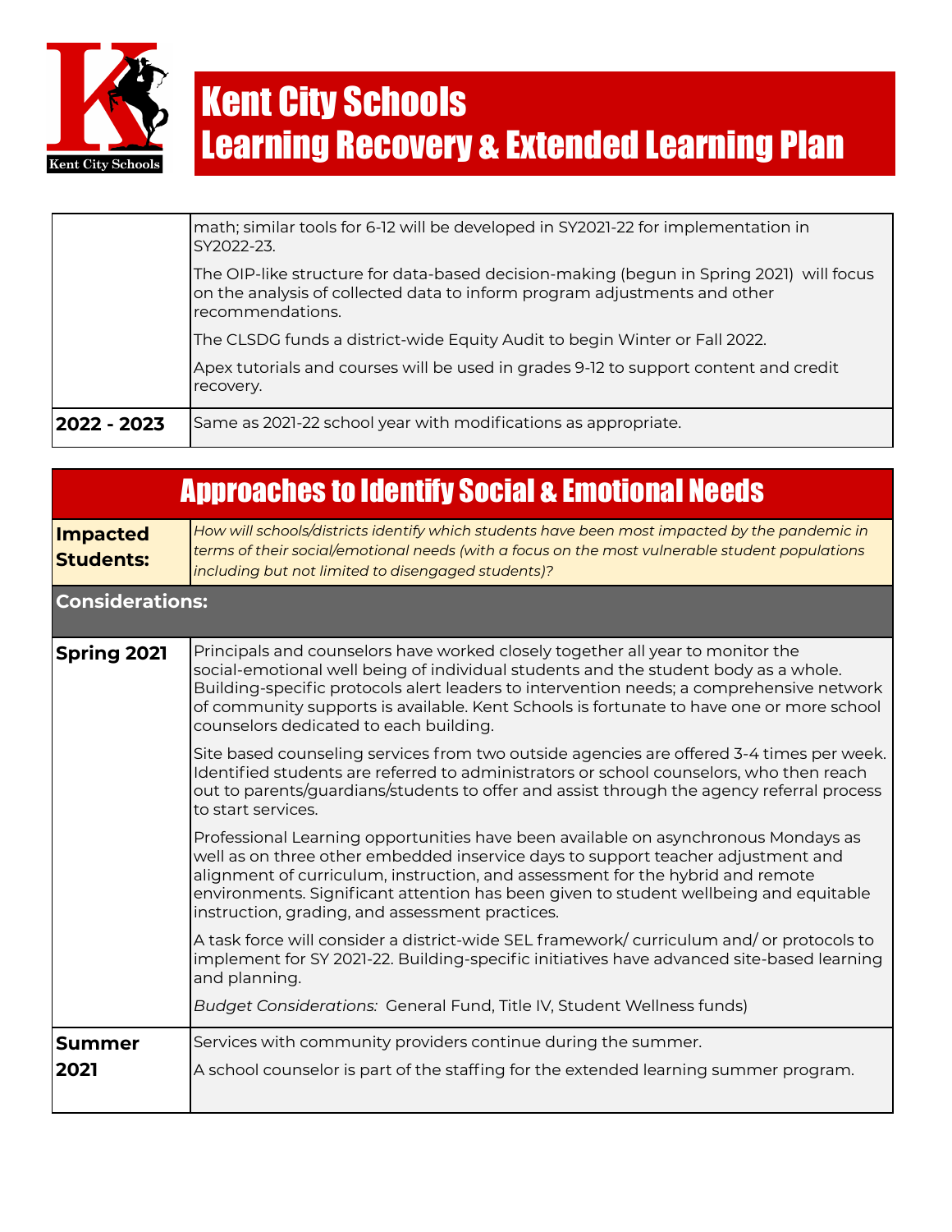| | |
|---|---|
| | math; similar tools for 6-12 will be developed in SY2021-22 for implementation in SY2022-23.<br><br>The OIP-like structure for data-based decision-making (begun in Spring 2021) will focus on the analysis of collected data to inform program adjustments and other recommendations.<br><br>The CLSDG funds a district-wide Equity Audit to begin Winter or Fall 2022.<br><br>Apex tutorials and courses will be used in grades 9-12 to support content and credit recovery. |
| **2022 - 2023** | Same as 2021-22 school year with modifications as appropriate. |

## Approaches to Identify Social & Emotional Needs

| | |
|---|---|
| **Impacted Students:** | *How will schools/districts identify which students have been most impacted by the pandemic in terms of their social/emotional needs (with a focus on the most vulnerable student populations including but not limited to disengaged students)?* |
| **Considerations:** | |
| **Spring 2021** | Principals and counselors have worked closely together all year to monitor the social-emotional well being of individual students and the student body as a whole. Building-specific protocols alert leaders to intervention needs; a comprehensive network of community supports is available. Kent Schools is fortunate to have one or more school counselors dedicated to each building.<br><br>Site based counseling services from two outside agencies are offered 3-4 times per week. Identified students are referred to administrators or school counselors, who then reach out to parents/guardians/students to offer and assist through the agency referral process to start services.<br><br>Professional Learning opportunities have been available on asynchronous Mondays as well as on three other embedded inservice days to support teacher adjustment and alignment of curriculum, instruction, and assessment for the hybrid and remote environments. Significant attention has been given to student wellbeing and equitable instruction, grading, and assessment practices.<br><br>A task force will consider a district-wide SEL framework/ curriculum and/ or protocols to implement for SY 2021-22. Building-specific initiatives have advanced site-based learning and planning.<br><br>*Budget Considerations:* General Fund, Title IV, Student Wellness funds) |
| **Summer 2021** | Services with community providers continue during the summer.<br><br>A school counselor is part of the staffing for the extended learning summer program. |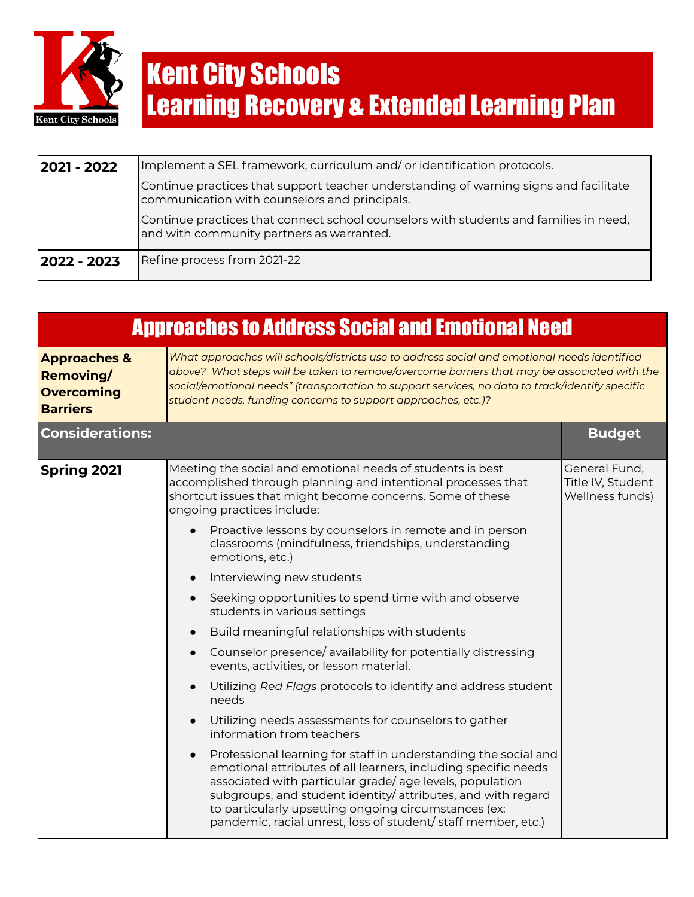# Kent City Schools
# Learning Recovery & Extended Learning Plan

| | |
|---|---|
| **2021 - 2022** | Implement a SEL framework, curriculum and/ or identification protocols.<br><br>Continue practices that support teacher understanding of warning signs and facilitate communication with counselors and principals.<br><br>Continue practices that connect school counselors with students and families in need, and with community partners as warranted. |
| **2022 - 2023** | Refine process from 2021-22 |

## Approaches to Address Social and Emotional Need

| | | |
|---|---|---|
| **Approaches & Removing/ Overcoming Barriers** | *What approaches will schools/districts use to address social and emotional needs identified above? What steps will be taken to remove/overcome barriers that may be associated with the social/emotional needs" (transportation to support services, no data to track/identify specific student needs, funding concerns to support approaches, etc.)?* | |
| **Considerations:** | | **Budget** |
| **Spring 2021** | Meeting the social and emotional needs of students is best accomplished through planning and intentional processes that shortcut issues that might become concerns. Some of these ongoing practices include:<br><br>• Proactive lessons by counselors in remote and in person classrooms (mindfulness, friendships, understanding emotions, etc.)<br>• Interviewing new students<br>• Seeking opportunities to spend time with and observe students in various settings<br>• Build meaningful relationships with students<br>• Counselor presence/ availability for potentially distressing events, activities, or lesson material.<br>• Utilizing *Red Flags* protocols to identify and address student needs<br>• Utilizing needs assessments for counselors to gather information from teachers<br>• Professional learning for staff in understanding the social and emotional attributes of all learners, including specific needs associated with particular grade/ age levels, population subgroups, and student identity/ attributes, and with regard to particularly upsetting ongoing circumstances (ex: pandemic, racial unrest, loss of student/ staff member, etc.) | General Fund, Title IV, Student Wellness funds) |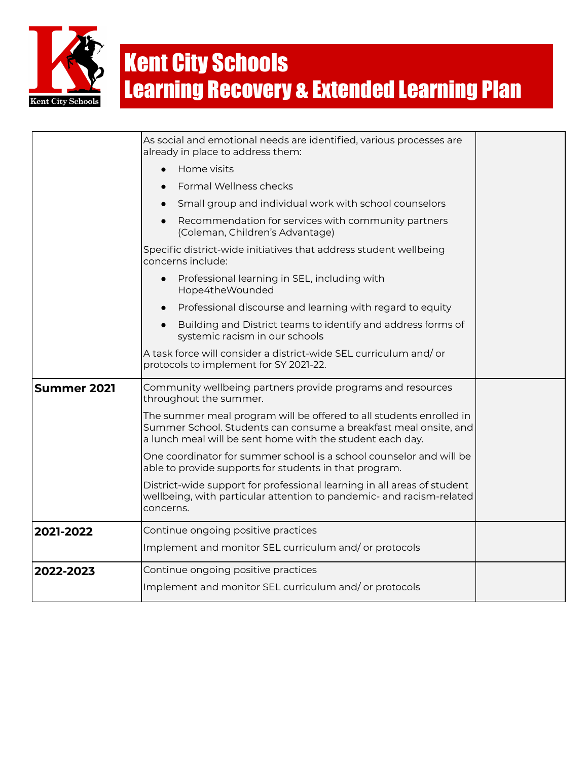# Kent City Schools
# Learning Recovery & Extended Learning Plan

| | | |
|---|---|---|
| | As social and emotional needs are identified, various processes are already in place to address them:<br>• Home visits<br>• Formal Wellness checks<br>• Small group and individual work with school counselors<br>• Recommendation for services with community partners (Coleman, Children's Advantage)<br>Specific district-wide initiatives that address student wellbeing concerns include:<br>• Professional learning in SEL, including with Hope4theWounded<br>• Professional discourse and learning with regard to equity<br>• Building and District teams to identify and address forms of systemic racism in our schools<br>A task force will consider a district-wide SEL curriculum and/ or protocols to implement for SY 2021-22. | |
| **Summer 2021** | Community wellbeing partners provide programs and resources throughout the summer.<br>The summer meal program will be offered to all students enrolled in Summer School. Students can consume a breakfast meal onsite, and a lunch meal will be sent home with the student each day.<br>One coordinator for summer school is a school counselor and will be able to provide supports for students in that program.<br>District-wide support for professional learning in all areas of student wellbeing, with particular attention to pandemic- and racism-related concerns. | |
| **2021-2022** | Continue ongoing positive practices<br>Implement and monitor SEL curriculum and/ or protocols | |
| **2022-2023** | Continue ongoing positive practices<br>Implement and monitor SEL curriculum and/ or protocols | |